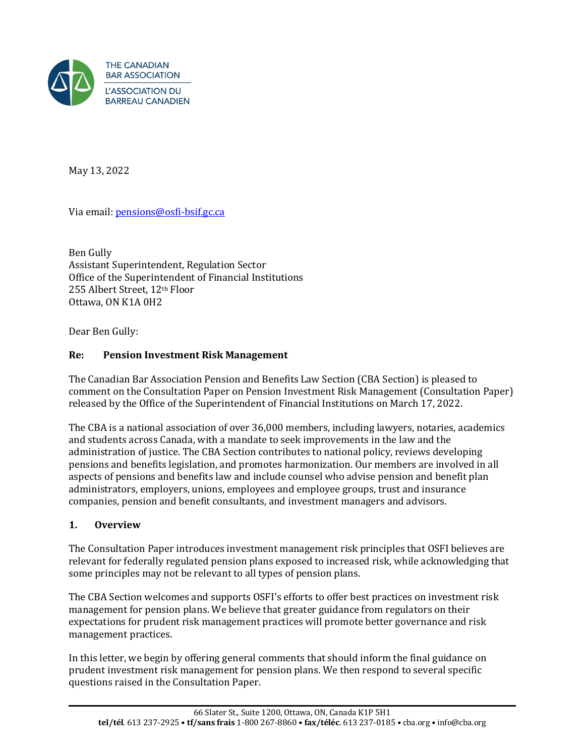THE CANADIAN BAR ASSOCIATION
L'ASSOCIATION DU BARREAU CANADIEN

May 13, 2022

Via email: pensions@osfi-bsif.gc.ca

Ben Gully
Assistant Superintendent, Regulation Sector
Office of the Superintendent of Financial Institutions
255 Albert Street, 12th Floor
Ottawa, ON K1A 0H2

Dear Ben Gully:

**Re: Pension Investment Risk Management**

The Canadian Bar Association Pension and Benefits Law Section (CBA Section) is pleased to comment on the Consultation Paper on Pension Investment Risk Management (Consultation Paper) released by the Office of the Superintendent of Financial Institutions on March 17, 2022.

The CBA is a national association of over 36,000 members, including lawyers, notaries, academics and students across Canada, with a mandate to seek improvements in the law and the administration of justice. The CBA Section contributes to national policy, reviews developing pensions and benefits legislation, and promotes harmonization. Our members are involved in all aspects of pensions and benefits law and include counsel who advise pension and benefit plan administrators, employers, unions, employees and employee groups, trust and insurance companies, pension and benefit consultants, and investment managers and advisors.

## 1. Overview

The Consultation Paper introduces investment management risk principles that OSFI believes are relevant for federally regulated pension plans exposed to increased risk, while acknowledging that some principles may not be relevant to all types of pension plans.

The CBA Section welcomes and supports OSFI's efforts to offer best practices on investment risk management for pension plans. We believe that greater guidance from regulators on their expectations for prudent risk management practices will promote better governance and risk management practices.

In this letter, we begin by offering general comments that should inform the final guidance on prudent investment risk management for pension plans. We then respond to several specific questions raised in the Consultation Paper.

66 Slater St., Suite 1200, Ottawa, ON, Canada K1P 5H1
**tel/tél**. 613 237-2925 • **tf/sans frais** 1-800 267-8860 • **fax/téléc**. 613 237-0185 • cba.org • info@cba.org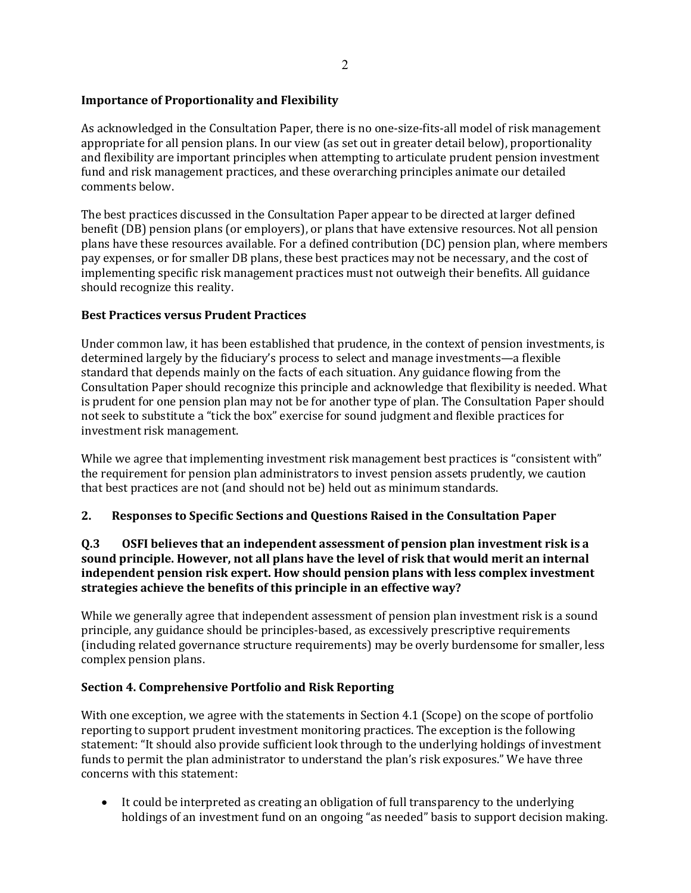**Importance of Proportionality and Flexibility**

As acknowledged in the Consultation Paper, there is no one-size-fits-all model of risk management appropriate for all pension plans. In our view (as set out in greater detail below), proportionality and flexibility are important principles when attempting to articulate prudent pension investment fund and risk management practices, and these overarching principles animate our detailed comments below.

The best practices discussed in the Consultation Paper appear to be directed at larger defined benefit (DB) pension plans (or employers), or plans that have extensive resources. Not all pension plans have these resources available. For a defined contribution (DC) pension plan, where members pay expenses, or for smaller DB plans, these best practices may not be necessary, and the cost of implementing specific risk management practices must not outweigh their benefits. All guidance should recognize this reality.

**Best Practices versus Prudent Practices**

Under common law, it has been established that prudence, in the context of pension investments, is determined largely by the fiduciary's process to select and manage investments—a flexible standard that depends mainly on the facts of each situation. Any guidance flowing from the Consultation Paper should recognize this principle and acknowledge that flexibility is needed. What is prudent for one pension plan may not be for another type of plan. The Consultation Paper should not seek to substitute a "tick the box" exercise for sound judgment and flexible practices for investment risk management.

While we agree that implementing investment risk management best practices is "consistent with" the requirement for pension plan administrators to invest pension assets prudently, we caution that best practices are not (and should not be) held out as minimum standards.

## 2. Responses to Specific Sections and Questions Raised in the Consultation Paper

**Q.3 OSFI believes that an independent assessment of pension plan investment risk is a sound principle. However, not all plans have the level of risk that would merit an internal independent pension risk expert. How should pension plans with less complex investment strategies achieve the benefits of this principle in an effective way?**

While we generally agree that independent assessment of pension plan investment risk is a sound principle, any guidance should be principles-based, as excessively prescriptive requirements (including related governance structure requirements) may be overly burdensome for smaller, less complex pension plans.

**Section 4. Comprehensive Portfolio and Risk Reporting**

With one exception, we agree with the statements in Section 4.1 (Scope) on the scope of portfolio reporting to support prudent investment monitoring practices. The exception is the following statement: "It should also provide sufficient look through to the underlying holdings of investment funds to permit the plan administrator to understand the plan's risk exposures." We have three concerns with this statement:

- It could be interpreted as creating an obligation of full transparency to the underlying holdings of an investment fund on an ongoing "as needed" basis to support decision making.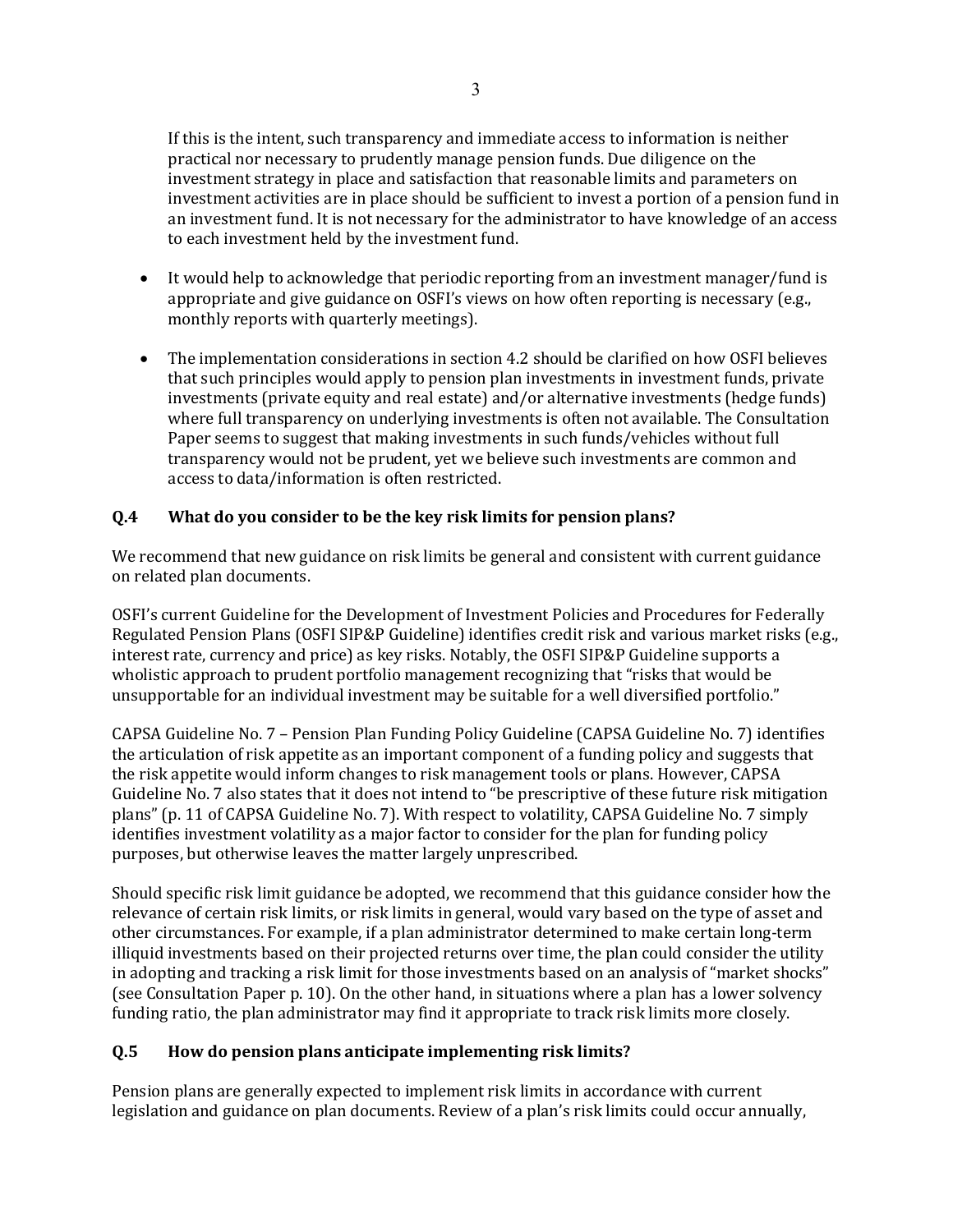If this is the intent, such transparency and immediate access to information is neither practical nor necessary to prudently manage pension funds. Due diligence on the investment strategy in place and satisfaction that reasonable limits and parameters on investment activities are in place should be sufficient to invest a portion of a pension fund in an investment fund. It is not necessary for the administrator to have knowledge of an access to each investment held by the investment fund.

- It would help to acknowledge that periodic reporting from an investment manager/fund is appropriate and give guidance on OSFI's views on how often reporting is necessary (e.g., monthly reports with quarterly meetings).
- The implementation considerations in section 4.2 should be clarified on how OSFI believes that such principles would apply to pension plan investments in investment funds, private investments (private equity and real estate) and/or alternative investments (hedge funds) where full transparency on underlying investments is often not available. The Consultation Paper seems to suggest that making investments in such funds/vehicles without full transparency would not be prudent, yet we believe such investments are common and access to data/information is often restricted.

### Q.4 What do you consider to be the key risk limits for pension plans?

We recommend that new guidance on risk limits be general and consistent with current guidance on related plan documents.

OSFI's current Guideline for the Development of Investment Policies and Procedures for Federally Regulated Pension Plans (OSFI SIP&P Guideline) identifies credit risk and various market risks (e.g., interest rate, currency and price) as key risks. Notably, the OSFI SIP&P Guideline supports a wholistic approach to prudent portfolio management recognizing that "risks that would be unsupportable for an individual investment may be suitable for a well diversified portfolio."

CAPSA Guideline No. 7 – Pension Plan Funding Policy Guideline (CAPSA Guideline No. 7) identifies the articulation of risk appetite as an important component of a funding policy and suggests that the risk appetite would inform changes to risk management tools or plans. However, CAPSA Guideline No. 7 also states that it does not intend to "be prescriptive of these future risk mitigation plans" (p. 11 of CAPSA Guideline No. 7). With respect to volatility, CAPSA Guideline No. 7 simply identifies investment volatility as a major factor to consider for the plan for funding policy purposes, but otherwise leaves the matter largely unprescribed.

Should specific risk limit guidance be adopted, we recommend that this guidance consider how the relevance of certain risk limits, or risk limits in general, would vary based on the type of asset and other circumstances. For example, if a plan administrator determined to make certain long-term illiquid investments based on their projected returns over time, the plan could consider the utility in adopting and tracking a risk limit for those investments based on an analysis of "market shocks" (see Consultation Paper p. 10). On the other hand, in situations where a plan has a lower solvency funding ratio, the plan administrator may find it appropriate to track risk limits more closely.

### Q.5 How do pension plans anticipate implementing risk limits?

Pension plans are generally expected to implement risk limits in accordance with current legislation and guidance on plan documents. Review of a plan's risk limits could occur annually,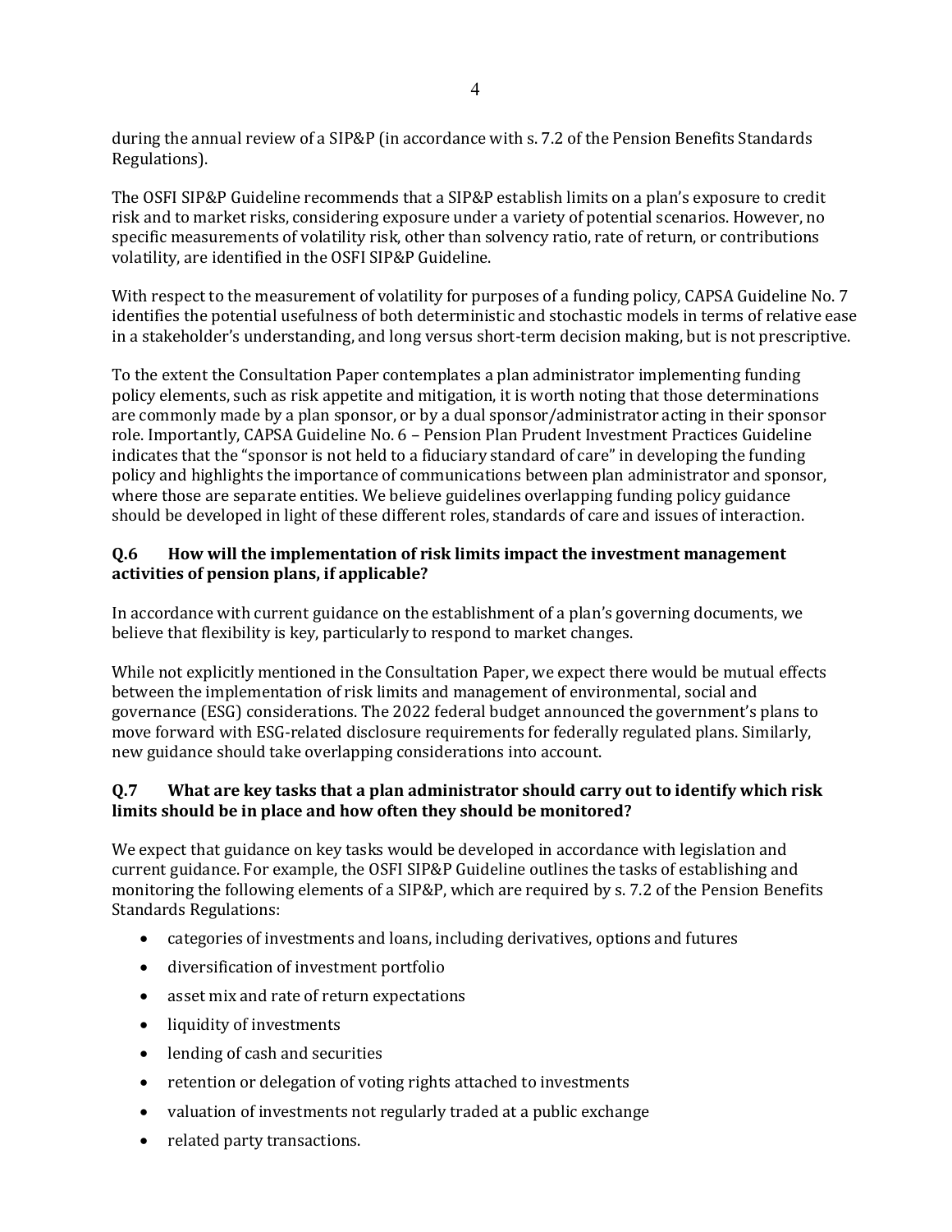during the annual review of a SIP&P (in accordance with s. 7.2 of the Pension Benefits Standards Regulations).

The OSFI SIP&P Guideline recommends that a SIP&P establish limits on a plan's exposure to credit risk and to market risks, considering exposure under a variety of potential scenarios. However, no specific measurements of volatility risk, other than solvency ratio, rate of return, or contributions volatility, are identified in the OSFI SIP&P Guideline.

With respect to the measurement of volatility for purposes of a funding policy, CAPSA Guideline No. 7 identifies the potential usefulness of both deterministic and stochastic models in terms of relative ease in a stakeholder's understanding, and long versus short-term decision making, but is not prescriptive.

To the extent the Consultation Paper contemplates a plan administrator implementing funding policy elements, such as risk appetite and mitigation, it is worth noting that those determinations are commonly made by a plan sponsor, or by a dual sponsor/administrator acting in their sponsor role. Importantly, CAPSA Guideline No. 6 – Pension Plan Prudent Investment Practices Guideline indicates that the "sponsor is not held to a fiduciary standard of care" in developing the funding policy and highlights the importance of communications between plan administrator and sponsor, where those are separate entities. We believe guidelines overlapping funding policy guidance should be developed in light of these different roles, standards of care and issues of interaction.

### Q.6 How will the implementation of risk limits impact the investment management activities of pension plans, if applicable?

In accordance with current guidance on the establishment of a plan's governing documents, we believe that flexibility is key, particularly to respond to market changes.

While not explicitly mentioned in the Consultation Paper, we expect there would be mutual effects between the implementation of risk limits and management of environmental, social and governance (ESG) considerations. The 2022 federal budget announced the government's plans to move forward with ESG-related disclosure requirements for federally regulated plans. Similarly, new guidance should take overlapping considerations into account.

### Q.7 What are key tasks that a plan administrator should carry out to identify which risk limits should be in place and how often they should be monitored?

We expect that guidance on key tasks would be developed in accordance with legislation and current guidance. For example, the OSFI SIP&P Guideline outlines the tasks of establishing and monitoring the following elements of a SIP&P, which are required by s. 7.2 of the Pension Benefits Standards Regulations:

- categories of investments and loans, including derivatives, options and futures
- diversification of investment portfolio
- asset mix and rate of return expectations
- liquidity of investments
- lending of cash and securities
- retention or delegation of voting rights attached to investments
- valuation of investments not regularly traded at a public exchange
- related party transactions.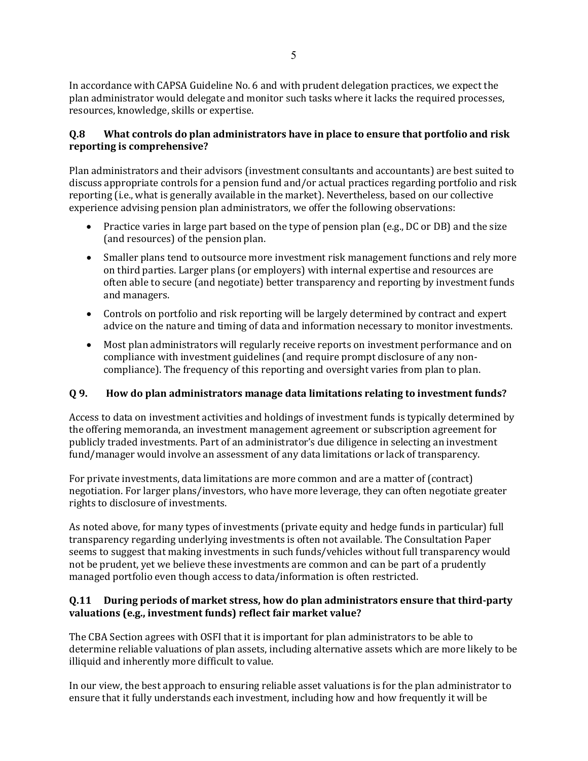In accordance with CAPSA Guideline No. 6 and with prudent delegation practices, we expect the plan administrator would delegate and monitor such tasks where it lacks the required processes, resources, knowledge, skills or expertise.

### Q.8 What controls do plan administrators have in place to ensure that portfolio and risk reporting is comprehensive?

Plan administrators and their advisors (investment consultants and accountants) are best suited to discuss appropriate controls for a pension fund and/or actual practices regarding portfolio and risk reporting (i.e., what is generally available in the market). Nevertheless, based on our collective experience advising pension plan administrators, we offer the following observations:

- Practice varies in large part based on the type of pension plan (e.g., DC or DB) and the size (and resources) of the pension plan.
- Smaller plans tend to outsource more investment risk management functions and rely more on third parties. Larger plans (or employers) with internal expertise and resources are often able to secure (and negotiate) better transparency and reporting by investment funds and managers.
- Controls on portfolio and risk reporting will be largely determined by contract and expert advice on the nature and timing of data and information necessary to monitor investments.
- Most plan administrators will regularly receive reports on investment performance and on compliance with investment guidelines (and require prompt disclosure of any non-compliance). The frequency of this reporting and oversight varies from plan to plan.

### Q 9. How do plan administrators manage data limitations relating to investment funds?

Access to data on investment activities and holdings of investment funds is typically determined by the offering memoranda, an investment management agreement or subscription agreement for publicly traded investments. Part of an administrator's due diligence in selecting an investment fund/manager would involve an assessment of any data limitations or lack of transparency.

For private investments, data limitations are more common and are a matter of (contract) negotiation. For larger plans/investors, who have more leverage, they can often negotiate greater rights to disclosure of investments.

As noted above, for many types of investments (private equity and hedge funds in particular) full transparency regarding underlying investments is often not available. The Consultation Paper seems to suggest that making investments in such funds/vehicles without full transparency would not be prudent, yet we believe these investments are common and can be part of a prudently managed portfolio even though access to data/information is often restricted.

### Q.11 During periods of market stress, how do plan administrators ensure that third-party valuations (e.g., investment funds) reflect fair market value?

The CBA Section agrees with OSFI that it is important for plan administrators to be able to determine reliable valuations of plan assets, including alternative assets which are more likely to be illiquid and inherently more difficult to value.

In our view, the best approach to ensuring reliable asset valuations is for the plan administrator to ensure that it fully understands each investment, including how and how frequently it will be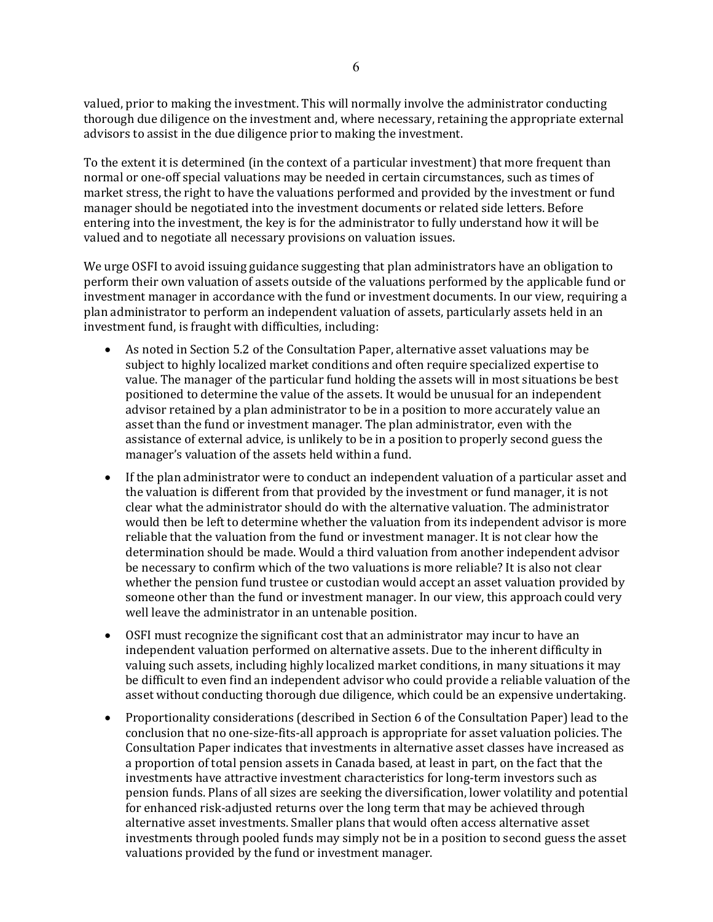valued, prior to making the investment. This will normally involve the administrator conducting thorough due diligence on the investment and, where necessary, retaining the appropriate external advisors to assist in the due diligence prior to making the investment.

To the extent it is determined (in the context of a particular investment) that more frequent than normal or one-off special valuations may be needed in certain circumstances, such as times of market stress, the right to have the valuations performed and provided by the investment or fund manager should be negotiated into the investment documents or related side letters. Before entering into the investment, the key is for the administrator to fully understand how it will be valued and to negotiate all necessary provisions on valuation issues.

We urge OSFI to avoid issuing guidance suggesting that plan administrators have an obligation to perform their own valuation of assets outside of the valuations performed by the applicable fund or investment manager in accordance with the fund or investment documents. In our view, requiring a plan administrator to perform an independent valuation of assets, particularly assets held in an investment fund, is fraught with difficulties, including:

- As noted in Section 5.2 of the Consultation Paper, alternative asset valuations may be subject to highly localized market conditions and often require specialized expertise to value. The manager of the particular fund holding the assets will in most situations be best positioned to determine the value of the assets. It would be unusual for an independent advisor retained by a plan administrator to be in a position to more accurately value an asset than the fund or investment manager. The plan administrator, even with the assistance of external advice, is unlikely to be in a position to properly second guess the manager's valuation of the assets held within a fund.
- If the plan administrator were to conduct an independent valuation of a particular asset and the valuation is different from that provided by the investment or fund manager, it is not clear what the administrator should do with the alternative valuation. The administrator would then be left to determine whether the valuation from its independent advisor is more reliable that the valuation from the fund or investment manager. It is not clear how the determination should be made. Would a third valuation from another independent advisor be necessary to confirm which of the two valuations is more reliable? It is also not clear whether the pension fund trustee or custodian would accept an asset valuation provided by someone other than the fund or investment manager. In our view, this approach could very well leave the administrator in an untenable position.
- OSFI must recognize the significant cost that an administrator may incur to have an independent valuation performed on alternative assets. Due to the inherent difficulty in valuing such assets, including highly localized market conditions, in many situations it may be difficult to even find an independent advisor who could provide a reliable valuation of the asset without conducting thorough due diligence, which could be an expensive undertaking.
- Proportionality considerations (described in Section 6 of the Consultation Paper) lead to the conclusion that no one-size-fits-all approach is appropriate for asset valuation policies. The Consultation Paper indicates that investments in alternative asset classes have increased as a proportion of total pension assets in Canada based, at least in part, on the fact that the investments have attractive investment characteristics for long-term investors such as pension funds. Plans of all sizes are seeking the diversification, lower volatility and potential for enhanced risk-adjusted returns over the long term that may be achieved through alternative asset investments. Smaller plans that would often access alternative asset investments through pooled funds may simply not be in a position to second guess the asset valuations provided by the fund or investment manager.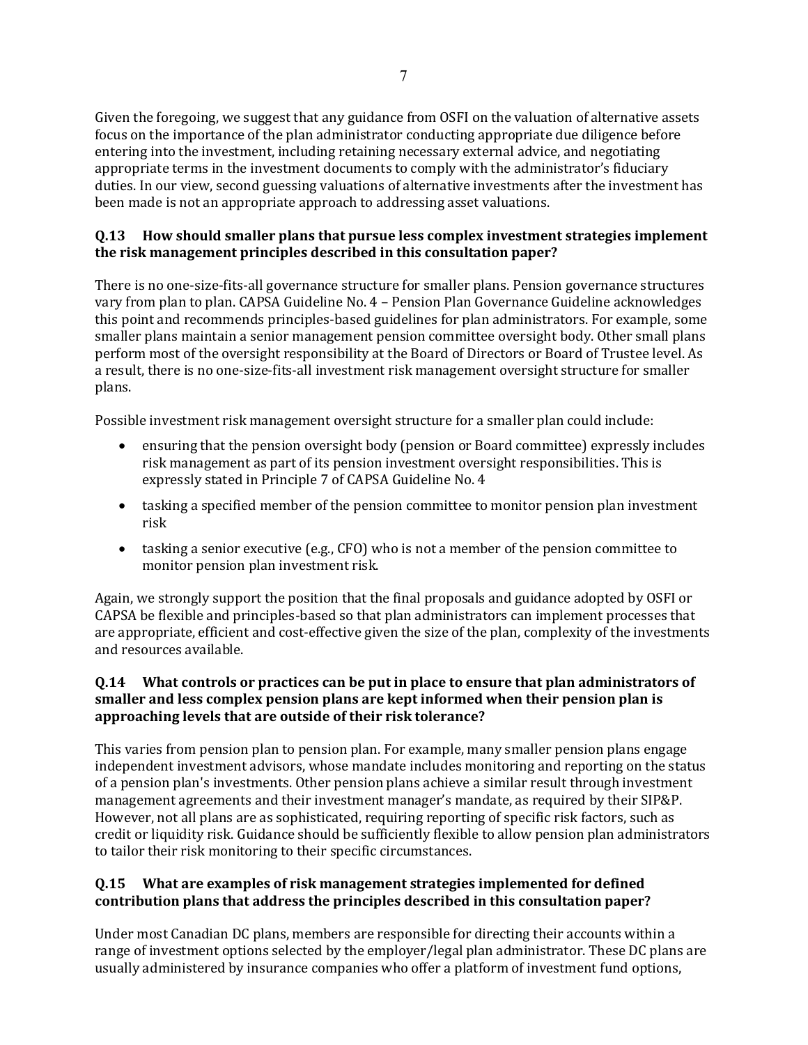Given the foregoing, we suggest that any guidance from OSFI on the valuation of alternative assets focus on the importance of the plan administrator conducting appropriate due diligence before entering into the investment, including retaining necessary external advice, and negotiating appropriate terms in the investment documents to comply with the administrator's fiduciary duties. In our view, second guessing valuations of alternative investments after the investment has been made is not an appropriate approach to addressing asset valuations.

### Q.13 How should smaller plans that pursue less complex investment strategies implement the risk management principles described in this consultation paper?

There is no one-size-fits-all governance structure for smaller plans. Pension governance structures vary from plan to plan. CAPSA Guideline No. 4 – Pension Plan Governance Guideline acknowledges this point and recommends principles-based guidelines for plan administrators. For example, some smaller plans maintain a senior management pension committee oversight body. Other small plans perform most of the oversight responsibility at the Board of Directors or Board of Trustee level. As a result, there is no one-size-fits-all investment risk management oversight structure for smaller plans.

Possible investment risk management oversight structure for a smaller plan could include:

- ensuring that the pension oversight body (pension or Board committee) expressly includes risk management as part of its pension investment oversight responsibilities. This is expressly stated in Principle 7 of CAPSA Guideline No. 4
- tasking a specified member of the pension committee to monitor pension plan investment risk
- tasking a senior executive (e.g., CFO) who is not a member of the pension committee to monitor pension plan investment risk.

Again, we strongly support the position that the final proposals and guidance adopted by OSFI or CAPSA be flexible and principles-based so that plan administrators can implement processes that are appropriate, efficient and cost-effective given the size of the plan, complexity of the investments and resources available.

### Q.14 What controls or practices can be put in place to ensure that plan administrators of smaller and less complex pension plans are kept informed when their pension plan is approaching levels that are outside of their risk tolerance?

This varies from pension plan to pension plan. For example, many smaller pension plans engage independent investment advisors, whose mandate includes monitoring and reporting on the status of a pension plan's investments. Other pension plans achieve a similar result through investment management agreements and their investment manager's mandate, as required by their SIP&P. However, not all plans are as sophisticated, requiring reporting of specific risk factors, such as credit or liquidity risk. Guidance should be sufficiently flexible to allow pension plan administrators to tailor their risk monitoring to their specific circumstances.

### Q.15 What are examples of risk management strategies implemented for defined contribution plans that address the principles described in this consultation paper?

Under most Canadian DC plans, members are responsible for directing their accounts within a range of investment options selected by the employer/legal plan administrator. These DC plans are usually administered by insurance companies who offer a platform of investment fund options,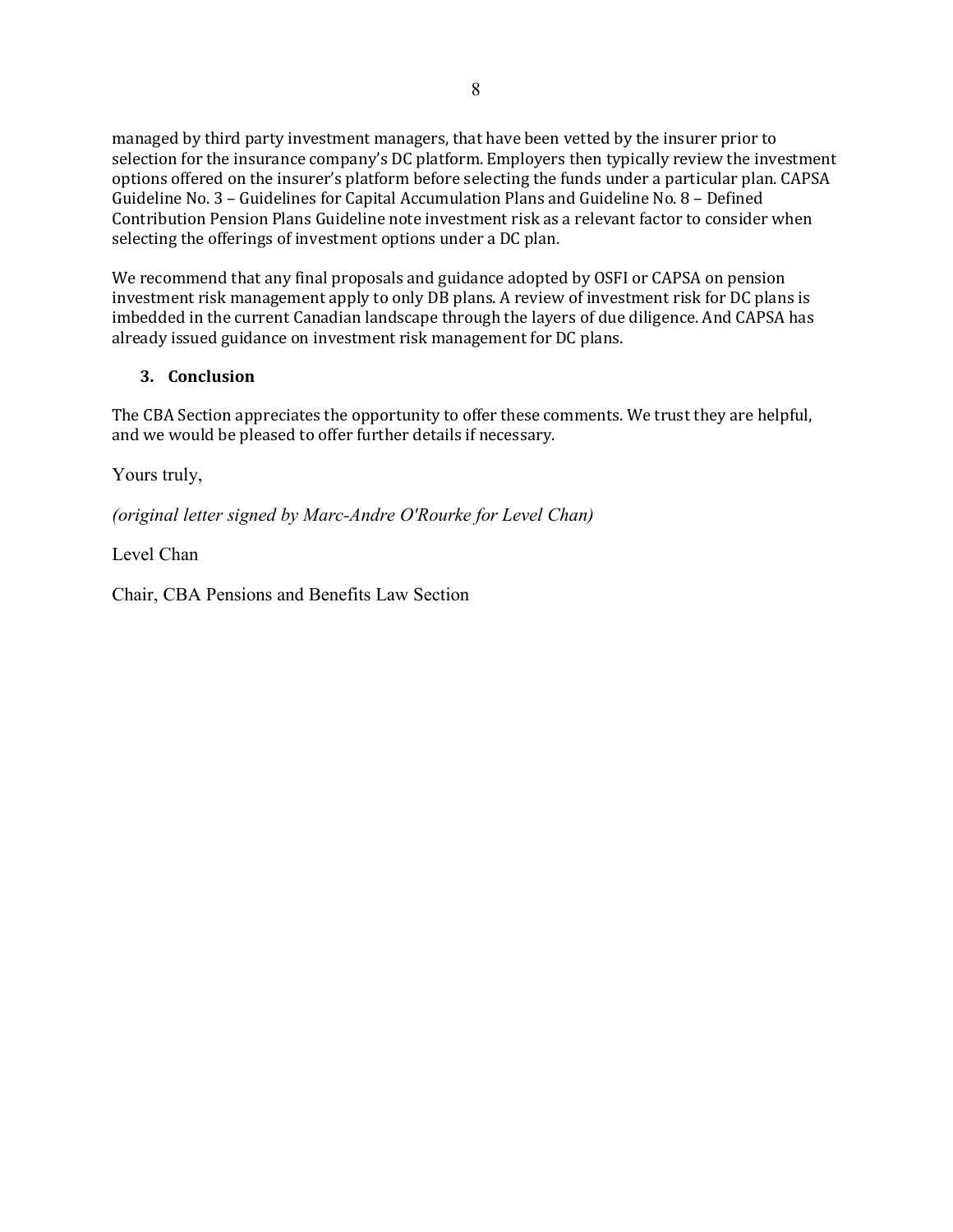managed by third party investment managers, that have been vetted by the insurer prior to selection for the insurance company's DC platform. Employers then typically review the investment options offered on the insurer's platform before selecting the funds under a particular plan. CAPSA Guideline No. 3 – Guidelines for Capital Accumulation Plans and Guideline No. 8 – Defined Contribution Pension Plans Guideline note investment risk as a relevant factor to consider when selecting the offerings of investment options under a DC plan.

We recommend that any final proposals and guidance adopted by OSFI or CAPSA on pension investment risk management apply to only DB plans. A review of investment risk for DC plans is imbedded in the current Canadian landscape through the layers of due diligence. And CAPSA has already issued guidance on investment risk management for DC plans.

## 3. Conclusion

The CBA Section appreciates the opportunity to offer these comments. We trust they are helpful, and we would be pleased to offer further details if necessary.

Yours truly,

*(original letter signed by Marc-Andre O'Rourke for Level Chan)*

Level Chan

Chair, CBA Pensions and Benefits Law Section